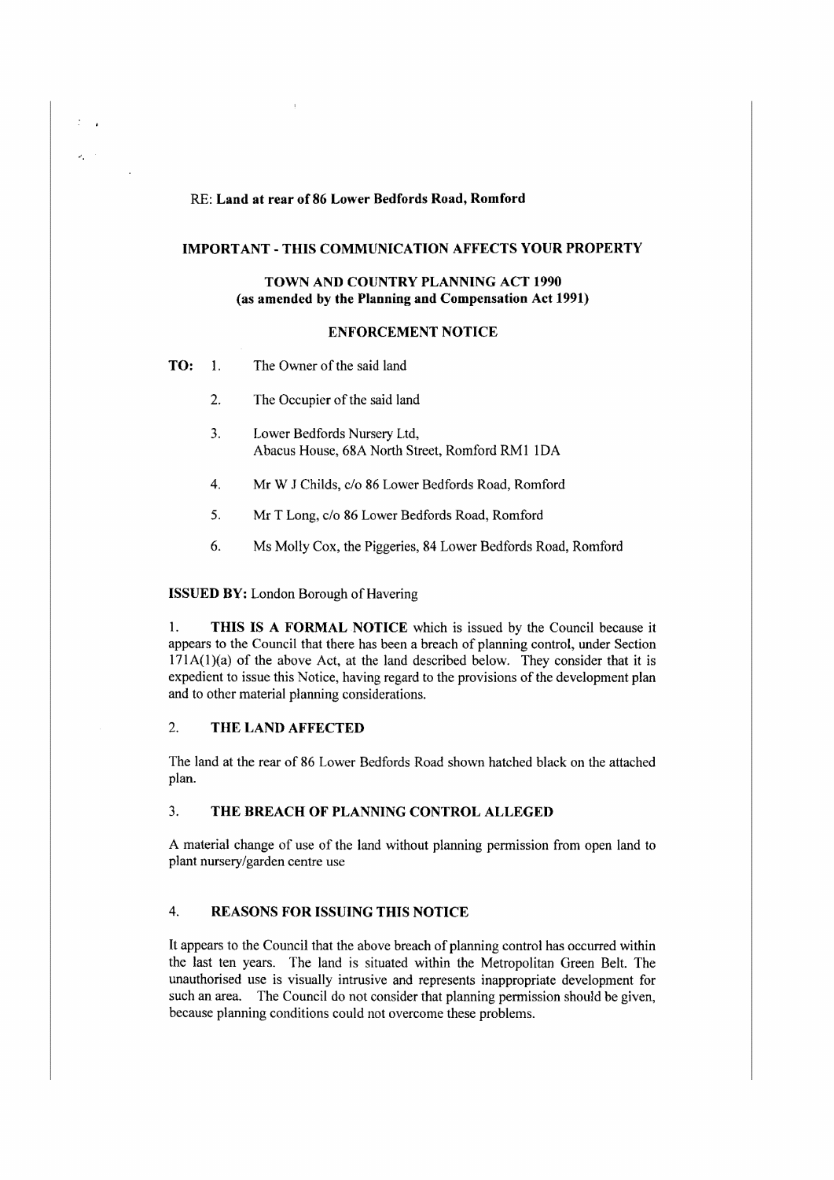RE: **Land at rear of 86 Lower Bedfords Road, Romford**

**IMPORTANT - THIS COMMUNICATION AFFECTS YOUR PROPERTY**

**TOWN AND COUNTRY PLANNING ACT 1990**
**(as amended by the Planning and Compensation Act 1991)**

**ENFORCEMENT NOTICE**

**TO:**

1. The Owner of the said land
2. The Occupier of the said land
3. Lower Bedfords Nursery Ltd,
   Abacus House, 68A North Street, Romford RM1 1DA
4. Mr W J Childs, c/o 86 Lower Bedfords Road, Romford
5. Mr T Long, c/o 86 Lower Bedfords Road, Romford
6. Ms Molly Cox, the Piggeries, 84 Lower Bedfords Road, Romford

**ISSUED BY:** London Borough of Havering

1. **THIS IS A FORMAL NOTICE** which is issued by the Council because it appears to the Council that there has been a breach of planning control, under Section 171A(1)(a) of the above Act, at the land described below. They consider that it is expedient to issue this Notice, having regard to the provisions of the development plan and to other material planning considerations.

## 2. THE LAND AFFECTED

The land at the rear of 86 Lower Bedfords Road shown hatched black on the attached plan.

## 3. THE BREACH OF PLANNING CONTROL ALLEGED

A material change of use of the land without planning permission from open land to plant nursery/garden centre use

## 4. REASONS FOR ISSUING THIS NOTICE

It appears to the Council that the above breach of planning control has occurred within the last ten years. The land is situated within the Metropolitan Green Belt. The unauthorised use is visually intrusive and represents inappropriate development for such an area. The Council do not consider that planning permission should be given, because planning conditions could not overcome these problems.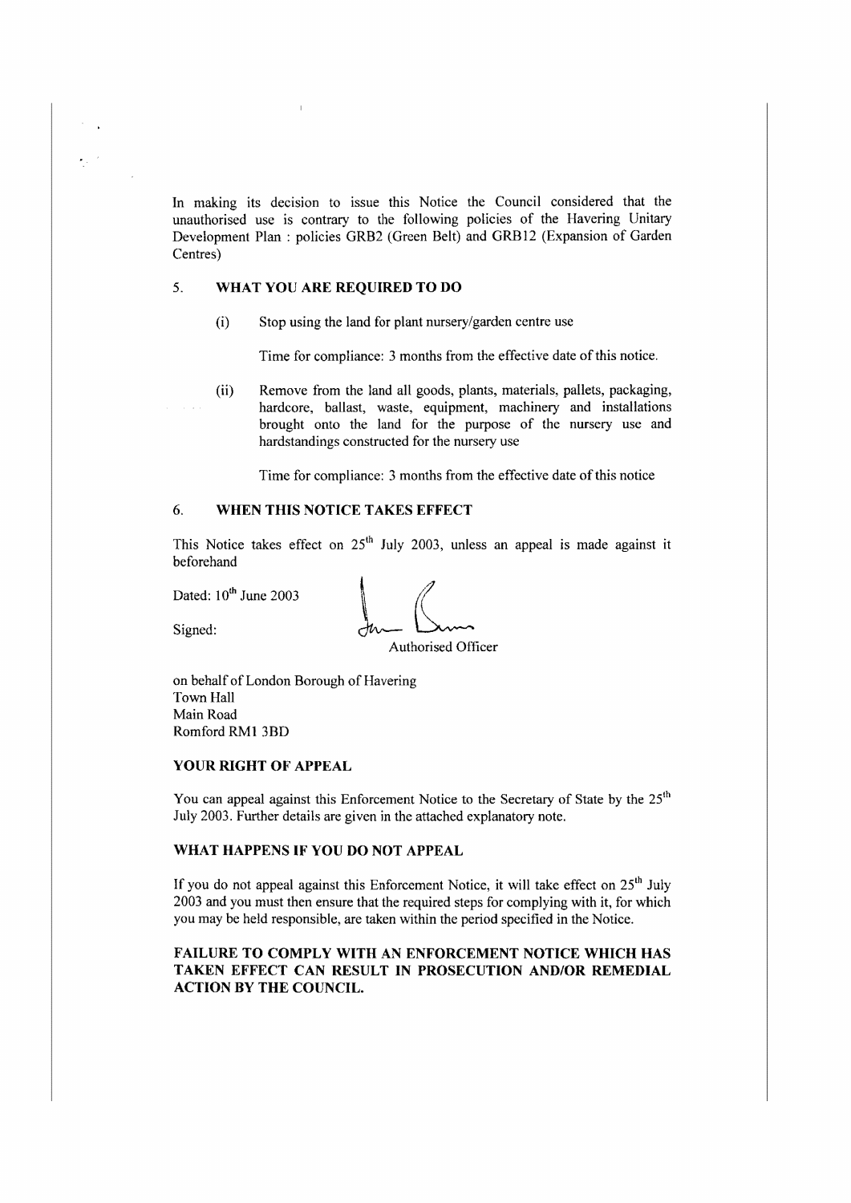In making its decision to issue this Notice the Council considered that the unauthorised use is contrary to the following policies of the Havering Unitary Development Plan : policies GRB2 (Green Belt) and GRB12 (Expansion of Garden Centres)

## 5. WHAT YOU ARE REQUIRED TO DO

(i) Stop using the land for plant nursery/garden centre use

Time for compliance: 3 months from the effective date of this notice.

(ii) Remove from the land all goods, plants, materials, pallets, packaging, hardcore, ballast, waste, equipment, machinery and installations brought onto the land for the purpose of the nursery use and hardstandings constructed for the nursery use

Time for compliance: 3 months from the effective date of this notice

## 6. WHEN THIS NOTICE TAKES EFFECT

This Notice takes effect on 25th July 2003, unless an appeal is made against it beforehand

Dated: 10th June 2003

Signed:

Authorised Officer

on behalf of London Borough of Havering
Town Hall
Main Road
Romford RM1 3BD

**YOUR RIGHT OF APPEAL**

You can appeal against this Enforcement Notice to the Secretary of State by the 25th July 2003. Further details are given in the attached explanatory note.

**WHAT HAPPENS IF YOU DO NOT APPEAL**

If you do not appeal against this Enforcement Notice, it will take effect on 25th July 2003 and you must then ensure that the required steps for complying with it, for which you may be held responsible, are taken within the period specified in the Notice.

**FAILURE TO COMPLY WITH AN ENFORCEMENT NOTICE WHICH HAS TAKEN EFFECT CAN RESULT IN PROSECUTION AND/OR REMEDIAL ACTION BY THE COUNCIL.**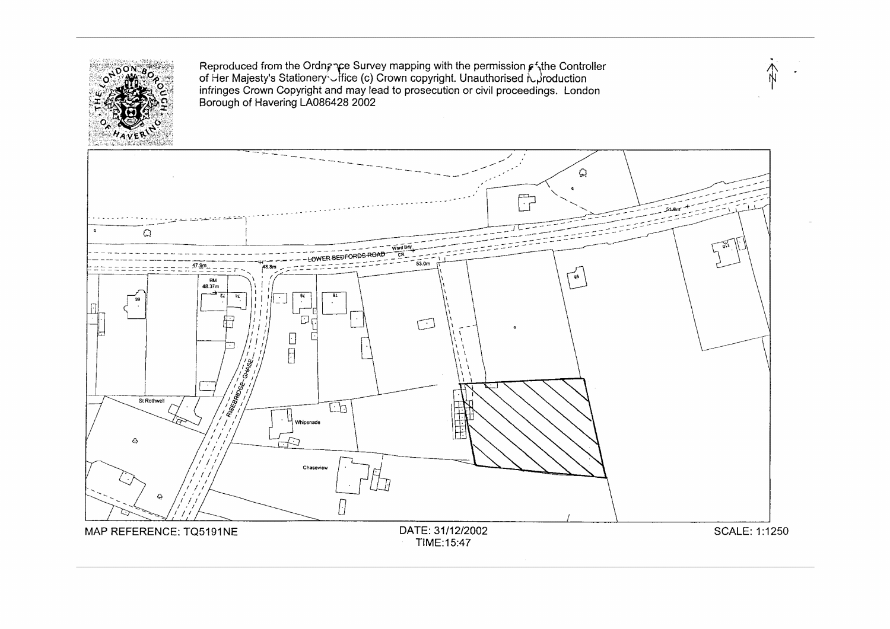Reproduced from the Ordnance Survey mapping with the permission of the Controller of Her Majesty's Stationery Office (c) Crown copyright. Unauthorised reproduction infringes Crown Copyright and may lead to prosecution or civil proceedings. London Borough of Havering LA086428 2002

LOWER BEDFORDS ROAD

RISEBRIDGE CHASE

Ward Bdy

CR

BM 48.37m

47.9m

48.8m

53.0m

51.8m

99

72

74

76

78

86

110

St Rothwell

Whipsnade

Chaseview

MAP REFERENCE: TQ5191NE

DATE: 31/12/2002
TIME:15:47

SCALE: 1:1250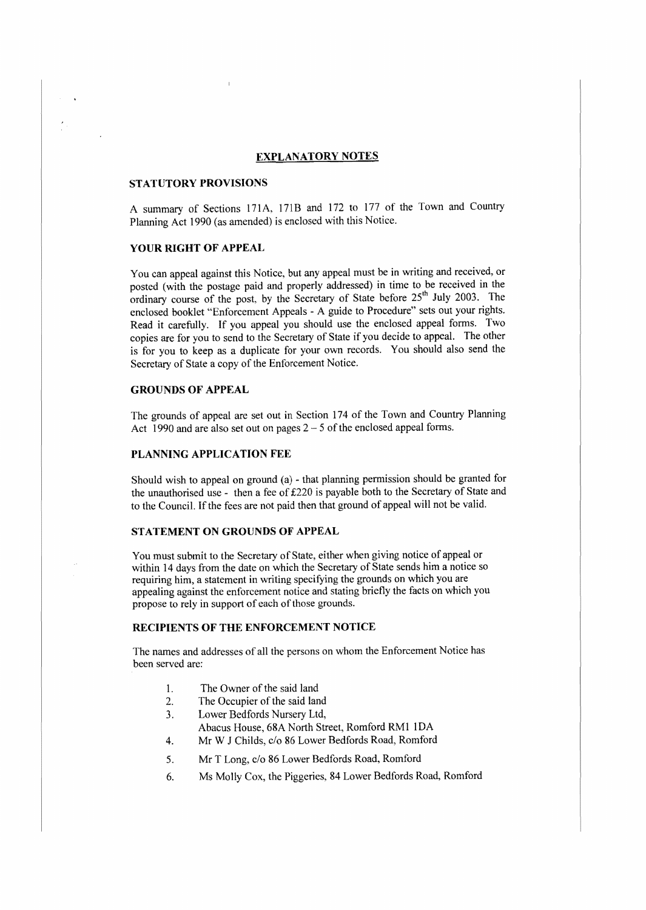## EXPLANATORY NOTES

### STATUTORY PROVISIONS

A summary of Sections 171A, 171B and 172 to 177 of the Town and Country Planning Act 1990 (as amended) is enclosed with this Notice.

### YOUR RIGHT OF APPEAL

You can appeal against this Notice, but any appeal must be in writing and received, or posted (with the postage paid and properly addressed) in time to be received in the ordinary course of the post, by the Secretary of State before 25th July 2003. The enclosed booklet "Enforcement Appeals - A guide to Procedure" sets out your rights. Read it carefully. If you appeal you should use the enclosed appeal forms. Two copies are for you to send to the Secretary of State if you decide to appeal. The other is for you to keep as a duplicate for your own records. You should also send the Secretary of State a copy of the Enforcement Notice.

### GROUNDS OF APPEAL

The grounds of appeal are set out in Section 174 of the Town and Country Planning Act 1990 and are also set out on pages 2 – 5 of the enclosed appeal forms.

### PLANNING APPLICATION FEE

Should wish to appeal on ground (a) - that planning permission should be granted for the unauthorised use - then a fee of £220 is payable both to the Secretary of State and to the Council. If the fees are not paid then that ground of appeal will not be valid.

### STATEMENT ON GROUNDS OF APPEAL

You must submit to the Secretary of State, either when giving notice of appeal or within 14 days from the date on which the Secretary of State sends him a notice so requiring him, a statement in writing specifying the grounds on which you are appealing against the enforcement notice and stating briefly the facts on which you propose to rely in support of each of those grounds.

### RECIPIENTS OF THE ENFORCEMENT NOTICE

The names and addresses of all the persons on whom the Enforcement Notice has been served are:

1. The Owner of the said land
2. The Occupier of the said land
3. Lower Bedfords Nursery Ltd,
   Abacus House, 68A North Street, Romford RM1 1DA
4. Mr W J Childs, c/o 86 Lower Bedfords Road, Romford
5. Mr T Long, c/o 86 Lower Bedfords Road, Romford
6. Ms Molly Cox, the Piggeries, 84 Lower Bedfords Road, Romford